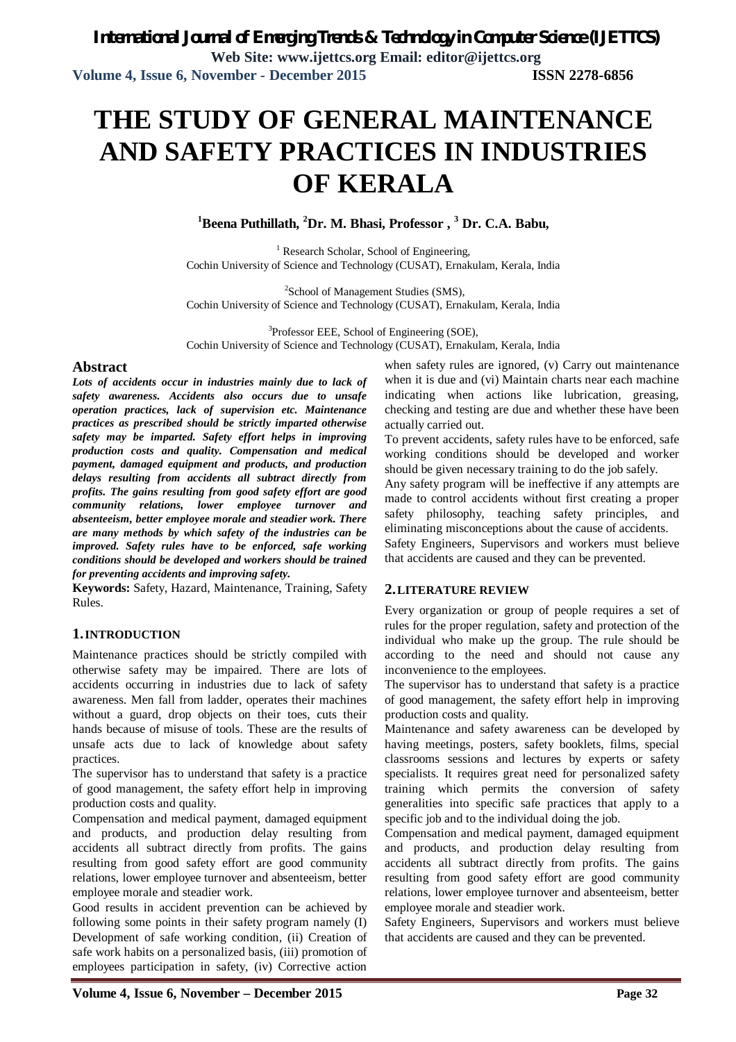# THE STUDY OF GENERAL MAINTENANCE AND SAFETY PRACTICES IN INDUSTRIES OF KERALA

**[1]Beena Puthillath, [2]Dr. M. Bhasi, Professor , [3] Dr. C.A. Babu,**

[1] Research Scholar, School of Engineering,
Cochin University of Science and Technology (CUSAT), Ernakulam, Kerala, India

[2]School of Management Studies (SMS),
Cochin University of Science and Technology (CUSAT), Ernakulam, Kerala, India

[3]Professor EEE, School of Engineering (SOE),
Cochin University of Science and Technology (CUSAT), Ernakulam, Kerala, India

## Abstract

***Lots of accidents occur in industries mainly due to lack of safety awareness. Accidents also occurs due to unsafe operation practices, lack of supervision etc. Maintenance practices as prescribed should be strictly imparted otherwise safety may be imparted. Safety effort helps in improving production costs and quality. Compensation and medical payment, damaged equipment and products, and production delays resulting from accidents all subtract directly from profits. The gains resulting from good safety effort are good community relations, lower employee turnover and absenteeism, better employee morale and steadier work. There are many methods by which safety of the industries can be improved. Safety rules have to be enforced, safe working conditions should be developed and workers should be trained for preventing accidents and improving safety.***

**Keywords:** Safety, Hazard, Maintenance, Training, Safety Rules.

## 1. INTRODUCTION

Maintenance practices should be strictly compiled with otherwise safety may be impaired. There are lots of accidents occurring in industries due to lack of safety awareness. Men fall from ladder, operates their machines without a guard, drop objects on their toes, cuts their hands because of misuse of tools. These are the results of unsafe acts due to lack of knowledge about safety practices.

The supervisor has to understand that safety is a practice of good management, the safety effort help in improving production costs and quality.

Compensation and medical payment, damaged equipment and products, and production delay resulting from accidents all subtract directly from profits. The gains resulting from good safety effort are good community relations, lower employee turnover and absenteeism, better employee morale and steadier work.

Good results in accident prevention can be achieved by following some points in their safety program namely (I) Development of safe working condition, (ii) Creation of safe work habits on a personalized basis, (iii) promotion of employees participation in safety, (iv) Corrective action when safety rules are ignored, (v) Carry out maintenance when it is due and (vi) Maintain charts near each machine indicating when actions like lubrication, greasing, checking and testing are due and whether these have been actually carried out.

To prevent accidents, safety rules have to be enforced, safe working conditions should be developed and worker should be given necessary training to do the job safely.

Any safety program will be ineffective if any attempts are made to control accidents without first creating a proper safety philosophy, teaching safety principles, and eliminating misconceptions about the cause of accidents.

Safety Engineers, Supervisors and workers must believe that accidents are caused and they can be prevented.

## 2. LITERATURE REVIEW

Every organization or group of people requires a set of rules for the proper regulation, safety and protection of the individual who make up the group. The rule should be according to the need and should not cause any inconvenience to the employees.

The supervisor has to understand that safety is a practice of good management, the safety effort help in improving production costs and quality.

Maintenance and safety awareness can be developed by having meetings, posters, safety booklets, films, special classrooms sessions and lectures by experts or safety specialists. It requires great need for personalized safety training which permits the conversion of safety generalities into specific safe practices that apply to a specific job and to the individual doing the job.

Compensation and medical payment, damaged equipment and products, and production delay resulting from accidents all subtract directly from profits. The gains resulting from good safety effort are good community relations, lower employee turnover and absenteeism, better employee morale and steadier work.

Safety Engineers, Supervisors and workers must believe that accidents are caused and they can be prevented.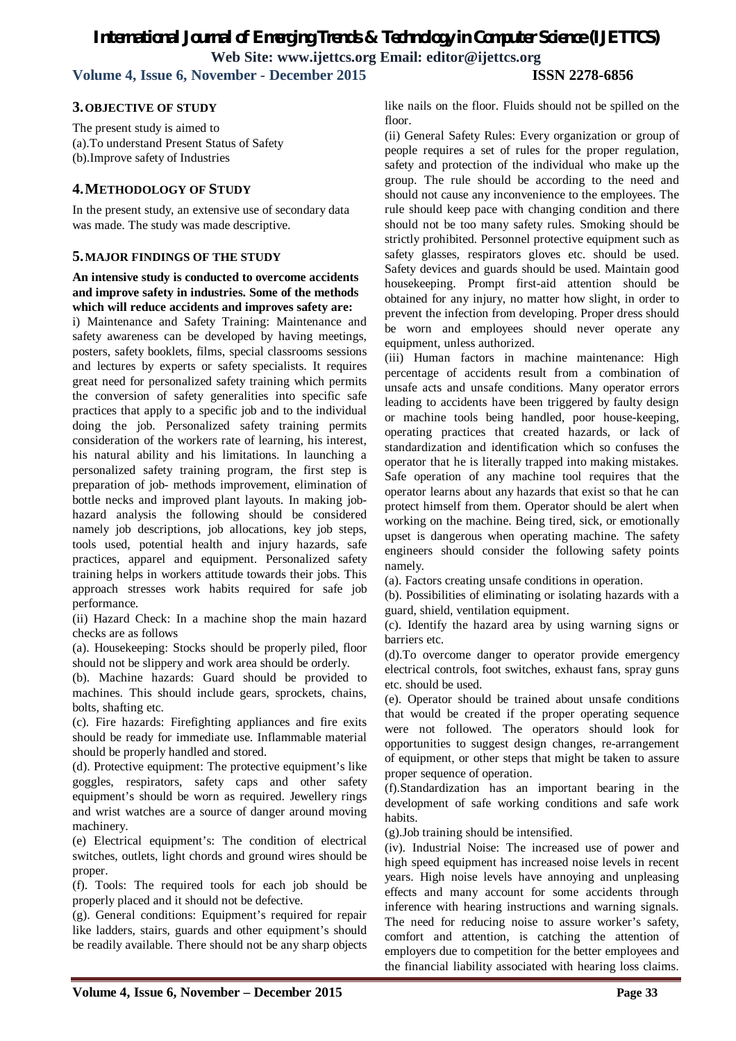## 3. OBJECTIVE OF STUDY

The present study is aimed to
(a).To understand Present Status of Safety
(b).Improve safety of Industries

## 4. METHODOLOGY OF STUDY

In the present study, an extensive use of secondary data was made. The study was made descriptive.

## 5. MAJOR FINDINGS OF THE STUDY

**An intensive study is conducted to overcome accidents and improve safety in industries. Some of the methods which will reduce accidents and improves safety are:**

i) Maintenance and Safety Training: Maintenance and safety awareness can be developed by having meetings, posters, safety booklets, films, special classrooms sessions and lectures by experts or safety specialists. It requires great need for personalized safety training which permits the conversion of safety generalities into specific safe practices that apply to a specific job and to the individual doing the job. Personalized safety training permits consideration of the workers rate of learning, his interest, his natural ability and his limitations. In launching a personalized safety training program, the first step is preparation of job- methods improvement, elimination of bottle necks and improved plant layouts. In making job-hazard analysis the following should be considered namely job descriptions, job allocations, key job steps, tools used, potential health and injury hazards, safe practices, apparel and equipment. Personalized safety training helps in workers attitude towards their jobs. This approach stresses work habits required for safe job performance.

(ii) Hazard Check: In a machine shop the main hazard checks are as follows

(a). Housekeeping: Stocks should be properly piled, floor should not be slippery and work area should be orderly.

(b). Machine hazards: Guard should be provided to machines. This should include gears, sprockets, chains, bolts, shafting etc.

(c). Fire hazards: Firefighting appliances and fire exits should be ready for immediate use. Inflammable material should be properly handled and stored.

(d). Protective equipment: The protective equipment's like goggles, respirators, safety caps and other safety equipment's should be worn as required. Jewellery rings and wrist watches are a source of danger around moving machinery.

(e) Electrical equipment's: The condition of electrical switches, outlets, light chords and ground wires should be proper.

(f). Tools: The required tools for each job should be properly placed and it should not be defective.

(g). General conditions: Equipment's required for repair like ladders, stairs, guards and other equipment's should be readily available. There should not be any sharp objects like nails on the floor. Fluids should not be spilled on the floor.

(ii) General Safety Rules: Every organization or group of people requires a set of rules for the proper regulation, safety and protection of the individual who make up the group. The rule should be according to the need and should not cause any inconvenience to the employees. The rule should keep pace with changing condition and there should not be too many safety rules. Smoking should be strictly prohibited. Personnel protective equipment such as safety glasses, respirators gloves etc. should be used. Safety devices and guards should be used. Maintain good housekeeping. Prompt first-aid attention should be obtained for any injury, no matter how slight, in order to prevent the infection from developing. Proper dress should be worn and employees should never operate any equipment, unless authorized.

(iii) Human factors in machine maintenance: High percentage of accidents result from a combination of unsafe acts and unsafe conditions. Many operator errors leading to accidents have been triggered by faulty design or machine tools being handled, poor house-keeping, operating practices that created hazards, or lack of standardization and identification which so confuses the operator that he is literally trapped into making mistakes. Safe operation of any machine tool requires that the operator learns about any hazards that exist so that he can protect himself from them. Operator should be alert when working on the machine. Being tired, sick, or emotionally upset is dangerous when operating machine. The safety engineers should consider the following safety points namely.

(a). Factors creating unsafe conditions in operation.

(b). Possibilities of eliminating or isolating hazards with a guard, shield, ventilation equipment.

(c). Identify the hazard area by using warning signs or barriers etc.

(d).To overcome danger to operator provide emergency electrical controls, foot switches, exhaust fans, spray guns etc. should be used.

(e). Operator should be trained about unsafe conditions that would be created if the proper operating sequence were not followed. The operators should look for opportunities to suggest design changes, re-arrangement of equipment, or other steps that might be taken to assure proper sequence of operation.

(f).Standardization has an important bearing in the development of safe working conditions and safe work habits.

(g).Job training should be intensified.

(iv). Industrial Noise: The increased use of power and high speed equipment has increased noise levels in recent years. High noise levels have annoying and unpleasing effects and many account for some accidents through inference with hearing instructions and warning signals. The need for reducing noise to assure worker's safety, comfort and attention, is catching the attention of employers due to competition for the better employees and the financial liability associated with hearing loss claims.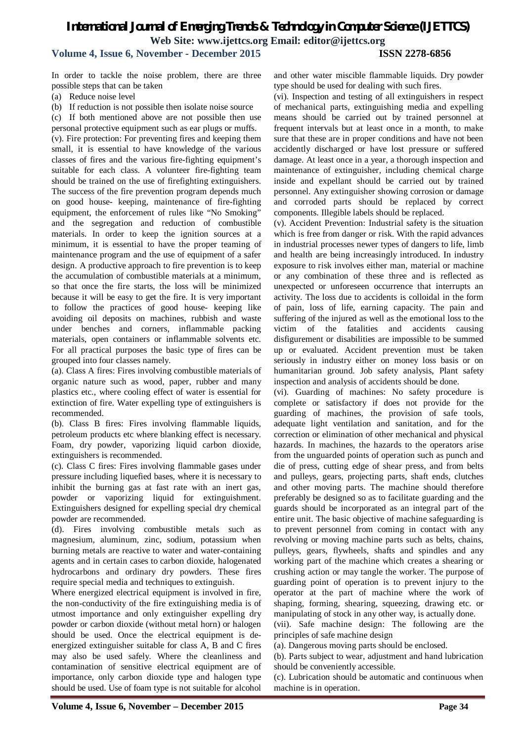In order to tackle the noise problem, there are three possible steps that can be taken

(a) Reduce noise level

(b) If reduction is not possible then isolate noise source

(c) If both mentioned above are not possible then use personal protective equipment such as ear plugs or muffs.

(v). Fire protection: For preventing fires and keeping them small, it is essential to have knowledge of the various classes of fires and the various fire-fighting equipment's suitable for each class. A volunteer fire-fighting team should be trained on the use of firefighting extinguishers. The success of the fire prevention program depends much on good house- keeping, maintenance of fire-fighting equipment, the enforcement of rules like "No Smoking" and the segregation and reduction of combustible materials. In order to keep the ignition sources at a minimum, it is essential to have the proper teaming of maintenance program and the use of equipment of a safer design. A productive approach to fire prevention is to keep the accumulation of combustible materials at a minimum, so that once the fire starts, the loss will be minimized because it will be easy to get the fire. It is very important to follow the practices of good house- keeping like avoiding oil deposits on machines, rubbish and waste under benches and corners, inflammable packing materials, open containers or inflammable solvents etc. For all practical purposes the basic type of fires can be grouped into four classes namely.

(a). Class A fires: Fires involving combustible materials of organic nature such as wood, paper, rubber and many plastics etc., where cooling effect of water is essential for extinction of fire. Water expelling type of extinguishers is recommended.

(b). Class B fires: Fires involving flammable liquids, petroleum products etc where blanking effect is necessary. Foam, dry powder, vaporizing liquid carbon dioxide, extinguishers is recommended.

(c). Class C fires: Fires involving flammable gases under pressure including liquefied bases, where it is necessary to inhibit the burning gas at fast rate with an inert gas, powder or vaporizing liquid for extinguishment. Extinguishers designed for expelling special dry chemical powder are recommended.

(d). Fires involving combustible metals such as magnesium, aluminum, zinc, sodium, potassium when burning metals are reactive to water and water-containing agents and in certain cases to carbon dioxide, halogenated hydrocarbons and ordinary dry powders. These fires require special media and techniques to extinguish.

Where energized electrical equipment is involved in fire, the non-conductivity of the fire extinguishing media is of utmost importance and only extinguisher expelling dry powder or carbon dioxide (without metal horn) or halogen should be used. Once the electrical equipment is de-energized extinguisher suitable for class A, B and C fires may also be used safely. Where the cleanliness and contamination of sensitive electrical equipment are of importance, only carbon dioxide type and halogen type should be used. Use of foam type is not suitable for alcohol and other water miscible flammable liquids. Dry powder type should be used for dealing with such fires.

(vi). Inspection and testing of all extinguishers in respect of mechanical parts, extinguishing media and expelling means should be carried out by trained personnel at frequent intervals but at least once in a month, to make sure that these are in proper conditions and have not been accidently discharged or have lost pressure or suffered damage. At least once in a year, a thorough inspection and maintenance of extinguisher, including chemical charge inside and expellant should be carried out by trained personnel. Any extinguisher showing corrosion or damage and corroded parts should be replaced by correct components. Illegible labels should be replaced.

(v). Accident Prevention: Industrial safety is the situation which is free from danger or risk. With the rapid advances in industrial processes newer types of dangers to life, limb and health are being increasingly introduced. In industry exposure to risk involves either man, material or machine or any combination of these three and is reflected as unexpected or unforeseen occurrence that interrupts an activity. The loss due to accidents is colloidal in the form of pain, loss of life, earning capacity. The pain and suffering of the injured as well as the emotional loss to the victim of the fatalities and accidents causing disfigurement or disabilities are impossible to be summed up or evaluated. Accident prevention must be taken seriously in industry either on money loss basis or on humanitarian ground. Job safety analysis, Plant safety inspection and analysis of accidents should be done.

(vi). Guarding of machines: No safety procedure is complete or satisfactory if does not provide for the guarding of machines, the provision of safe tools, adequate light ventilation and sanitation, and for the correction or elimination of other mechanical and physical hazards. In machines, the hazards to the operators arise from the unguarded points of operation such as punch and die of press, cutting edge of shear press, and from belts and pulleys, gears, projecting parts, shaft ends, clutches and other moving parts. The machine should therefore preferably be designed so as to facilitate guarding and the guards should be incorporated as an integral part of the entire unit. The basic objective of machine safeguarding is to prevent personnel from coming in contact with any revolving or moving machine parts such as belts, chains, pulleys, gears, flywheels, shafts and spindles and any working part of the machine which creates a shearing or crushing action or may tangle the worker. The purpose of guarding point of operation is to prevent injury to the operator at the part of machine where the work of shaping, forming, shearing, squeezing, drawing etc. or manipulating of stock in any other way, is actually done.

(vii). Safe machine design: The following are the principles of safe machine design

(a). Dangerous moving parts should be enclosed.

(b). Parts subject to wear, adjustment and hand lubrication should be conveniently accessible.

(c). Lubrication should be automatic and continuous when machine is in operation.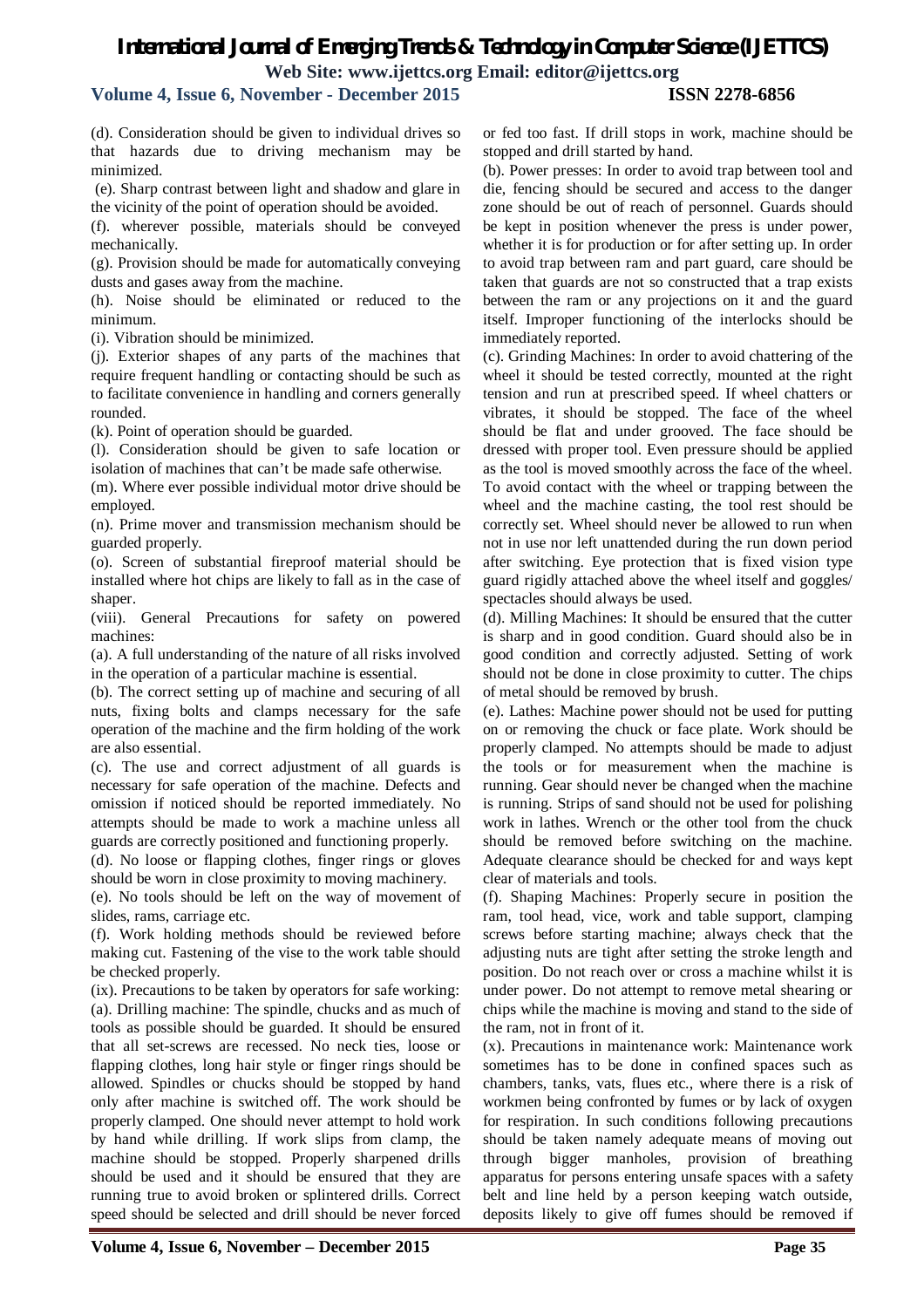(d). Consideration should be given to individual drives so that hazards due to driving mechanism may be minimized.

(e). Sharp contrast between light and shadow and glare in the vicinity of the point of operation should be avoided.

(f). wherever possible, materials should be conveyed mechanically.

(g). Provision should be made for automatically conveying dusts and gases away from the machine.

(h). Noise should be eliminated or reduced to the minimum.

(i). Vibration should be minimized.

(j). Exterior shapes of any parts of the machines that require frequent handling or contacting should be such as to facilitate convenience in handling and corners generally rounded.

(k). Point of operation should be guarded.

(l). Consideration should be given to safe location or isolation of machines that can't be made safe otherwise.

(m). Where ever possible individual motor drive should be employed.

(n). Prime mover and transmission mechanism should be guarded properly.

(o). Screen of substantial fireproof material should be installed where hot chips are likely to fall as in the case of shaper.

(viii). General Precautions for safety on powered machines:

(a). A full understanding of the nature of all risks involved in the operation of a particular machine is essential.

(b). The correct setting up of machine and securing of all nuts, fixing bolts and clamps necessary for the safe operation of the machine and the firm holding of the work are also essential.

(c). The use and correct adjustment of all guards is necessary for safe operation of the machine. Defects and omission if noticed should be reported immediately. No attempts should be made to work a machine unless all guards are correctly positioned and functioning properly.

(d). No loose or flapping clothes, finger rings or gloves should be worn in close proximity to moving machinery.

(e). No tools should be left on the way of movement of slides, rams, carriage etc.

(f). Work holding methods should be reviewed before making cut. Fastening of the vise to the work table should be checked properly.

(ix). Precautions to be taken by operators for safe working:

(a). Drilling machine: The spindle, chucks and as much of tools as possible should be guarded. It should be ensured that all set-screws are recessed. No neck ties, loose or flapping clothes, long hair style or finger rings should be allowed. Spindles or chucks should be stopped by hand only after machine is switched off. The work should be properly clamped. One should never attempt to hold work by hand while drilling. If work slips from clamp, the machine should be stopped. Properly sharpened drills should be used and it should be ensured that they are running true to avoid broken or splintered drills. Correct speed should be selected and drill should be never forced or fed too fast. If drill stops in work, machine should be stopped and drill started by hand.

(b). Power presses: In order to avoid trap between tool and die, fencing should be secured and access to the danger zone should be out of reach of personnel. Guards should be kept in position whenever the press is under power, whether it is for production or for after setting up. In order to avoid trap between ram and part guard, care should be taken that guards are not so constructed that a trap exists between the ram or any projections on it and the guard itself. Improper functioning of the interlocks should be immediately reported.

(c). Grinding Machines: In order to avoid chattering of the wheel it should be tested correctly, mounted at the right tension and run at prescribed speed. If wheel chatters or vibrates, it should be stopped. The face of the wheel should be flat and under grooved. The face should be dressed with proper tool. Even pressure should be applied as the tool is moved smoothly across the face of the wheel. To avoid contact with the wheel or trapping between the wheel and the machine casting, the tool rest should be correctly set. Wheel should never be allowed to run when not in use nor left unattended during the run down period after switching. Eye protection that is fixed vision type guard rigidly attached above the wheel itself and goggles/ spectacles should always be used.

(d). Milling Machines: It should be ensured that the cutter is sharp and in good condition. Guard should also be in good condition and correctly adjusted. Setting of work should not be done in close proximity to cutter. The chips of metal should be removed by brush.

(e). Lathes: Machine power should not be used for putting on or removing the chuck or face plate. Work should be properly clamped. No attempts should be made to adjust the tools or for measurement when the machine is running. Gear should never be changed when the machine is running. Strips of sand should not be used for polishing work in lathes. Wrench or the other tool from the chuck should be removed before switching on the machine. Adequate clearance should be checked for and ways kept clear of materials and tools.

(f). Shaping Machines: Properly secure in position the ram, tool head, vice, work and table support, clamping screws before starting machine; always check that the adjusting nuts are tight after setting the stroke length and position. Do not reach over or cross a machine whilst it is under power. Do not attempt to remove metal shearing or chips while the machine is moving and stand to the side of the ram, not in front of it.

(x). Precautions in maintenance work: Maintenance work sometimes has to be done in confined spaces such as chambers, tanks, vats, flues etc., where there is a risk of workmen being confronted by fumes or by lack of oxygen for respiration. In such conditions following precautions should be taken namely adequate means of moving out through bigger manholes, provision of breathing apparatus for persons entering unsafe spaces with a safety belt and line held by a person keeping watch outside, deposits likely to give off fumes should be removed if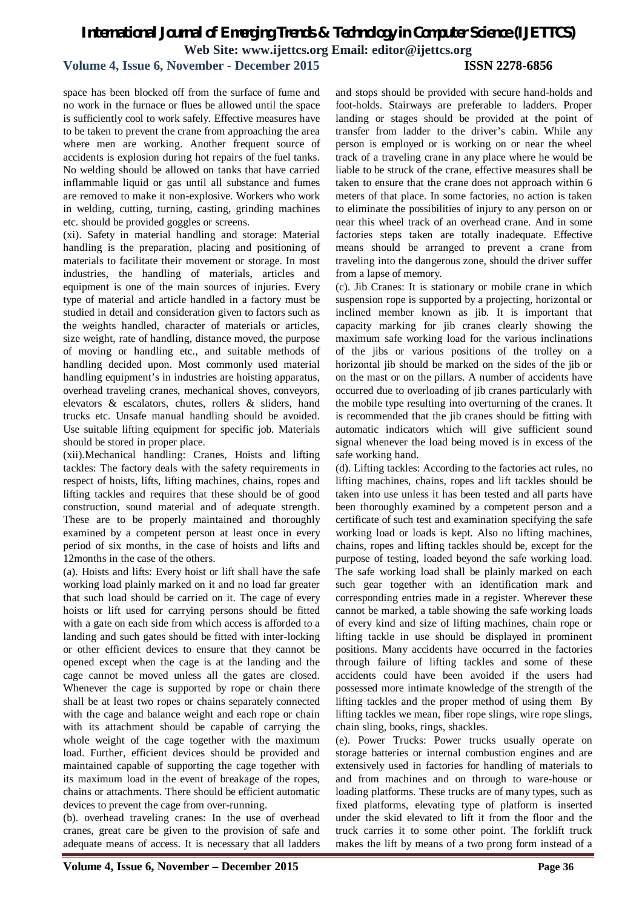space has been blocked off from the surface of fume and no work in the furnace or flues be allowed until the space is sufficiently cool to work safely. Effective measures have to be taken to prevent the crane from approaching the area where men are working. Another frequent source of accidents is explosion during hot repairs of the fuel tanks. No welding should be allowed on tanks that have carried inflammable liquid or gas until all substance and fumes are removed to make it non-explosive. Workers who work in welding, cutting, turning, casting, grinding machines etc. should be provided goggles or screens.

(xi). Safety in material handling and storage: Material handling is the preparation, placing and positioning of materials to facilitate their movement or storage. In most industries, the handling of materials, articles and equipment is one of the main sources of injuries. Every type of material and article handled in a factory must be studied in detail and consideration given to factors such as the weights handled, character of materials or articles, size weight, rate of handling, distance moved, the purpose of moving or handling etc., and suitable methods of handling decided upon. Most commonly used material handling equipment's in industries are hoisting apparatus, overhead traveling cranes, mechanical shoves, conveyors, elevators & escalators, chutes, rollers & sliders, hand trucks etc. Unsafe manual handling should be avoided. Use suitable lifting equipment for specific job. Materials should be stored in proper place.

(xii).Mechanical handling: Cranes, Hoists and lifting tackles: The factory deals with the safety requirements in respect of hoists, lifts, lifting machines, chains, ropes and lifting tackles and requires that these should be of good construction, sound material and of adequate strength. These are to be properly maintained and thoroughly examined by a competent person at least once in every period of six months, in the case of hoists and lifts and 12months in the case of the others.

(a). Hoists and lifts: Every hoist or lift shall have the safe working load plainly marked on it and no load far greater that such load should be carried on it. The cage of every hoists or lift used for carrying persons should be fitted with a gate on each side from which access is afforded to a landing and such gates should be fitted with inter-locking or other efficient devices to ensure that they cannot be opened except when the cage is at the landing and the cage cannot be moved unless all the gates are closed. Whenever the cage is supported by rope or chain there shall be at least two ropes or chains separately connected with the cage and balance weight and each rope or chain with its attachment should be capable of carrying the whole weight of the cage together with the maximum load. Further, efficient devices should be provided and maintained capable of supporting the cage together with its maximum load in the event of breakage of the ropes, chains or attachments. There should be efficient automatic devices to prevent the cage from over-running.

(b). overhead traveling cranes: In the use of overhead cranes, great care be given to the provision of safe and adequate means of access. It is necessary that all ladders and stops should be provided with secure hand-holds and foot-holds. Stairways are preferable to ladders. Proper landing or stages should be provided at the point of transfer from ladder to the driver's cabin. While any person is employed or is working on or near the wheel track of a traveling crane in any place where he would be liable to be struck of the crane, effective measures shall be taken to ensure that the crane does not approach within 6 meters of that place. In some factories, no action is taken to eliminate the possibilities of injury to any person on or near this wheel track of an overhead crane. And in some factories steps taken are totally inadequate. Effective means should be arranged to prevent a crane from traveling into the dangerous zone, should the driver suffer from a lapse of memory.

(c). Jib Cranes: It is stationary or mobile crane in which suspension rope is supported by a projecting, horizontal or inclined member known as jib. It is important that capacity marking for jib cranes clearly showing the maximum safe working load for the various inclinations of the jibs or various positions of the trolley on a horizontal jib should be marked on the sides of the jib or on the mast or on the pillars. A number of accidents have occurred due to overloading of jib cranes particularly with the mobile type resulting into overturning of the cranes. It is recommended that the jib cranes should be fitting with automatic indicators which will give sufficient sound signal whenever the load being moved is in excess of the safe working hand.

(d). Lifting tackles: According to the factories act rules, no lifting machines, chains, ropes and lift tackles should be taken into use unless it has been tested and all parts have been thoroughly examined by a competent person and a certificate of such test and examination specifying the safe working load or loads is kept. Also no lifting machines, chains, ropes and lifting tackles should be, except for the purpose of testing, loaded beyond the safe working load. The safe working load shall be plainly marked on each such gear together with an identification mark and corresponding entries made in a register. Wherever these cannot be marked, a table showing the safe working loads of every kind and size of lifting machines, chain rope or lifting tackle in use should be displayed in prominent positions. Many accidents have occurred in the factories through failure of lifting tackles and some of these accidents could have been avoided if the users had possessed more intimate knowledge of the strength of the lifting tackles and the proper method of using them By lifting tackles we mean, fiber rope slings, wire rope slings, chain sling, books, rings, shackles.

(e). Power Trucks: Power trucks usually operate on storage batteries or internal combustion engines and are extensively used in factories for handling of materials to and from machines and on through to ware-house or loading platforms. These trucks are of many types, such as fixed platforms, elevating type of platform is inserted under the skid elevated to lift it from the floor and the truck carries it to some other point. The forklift truck makes the lift by means of a two prong form instead of a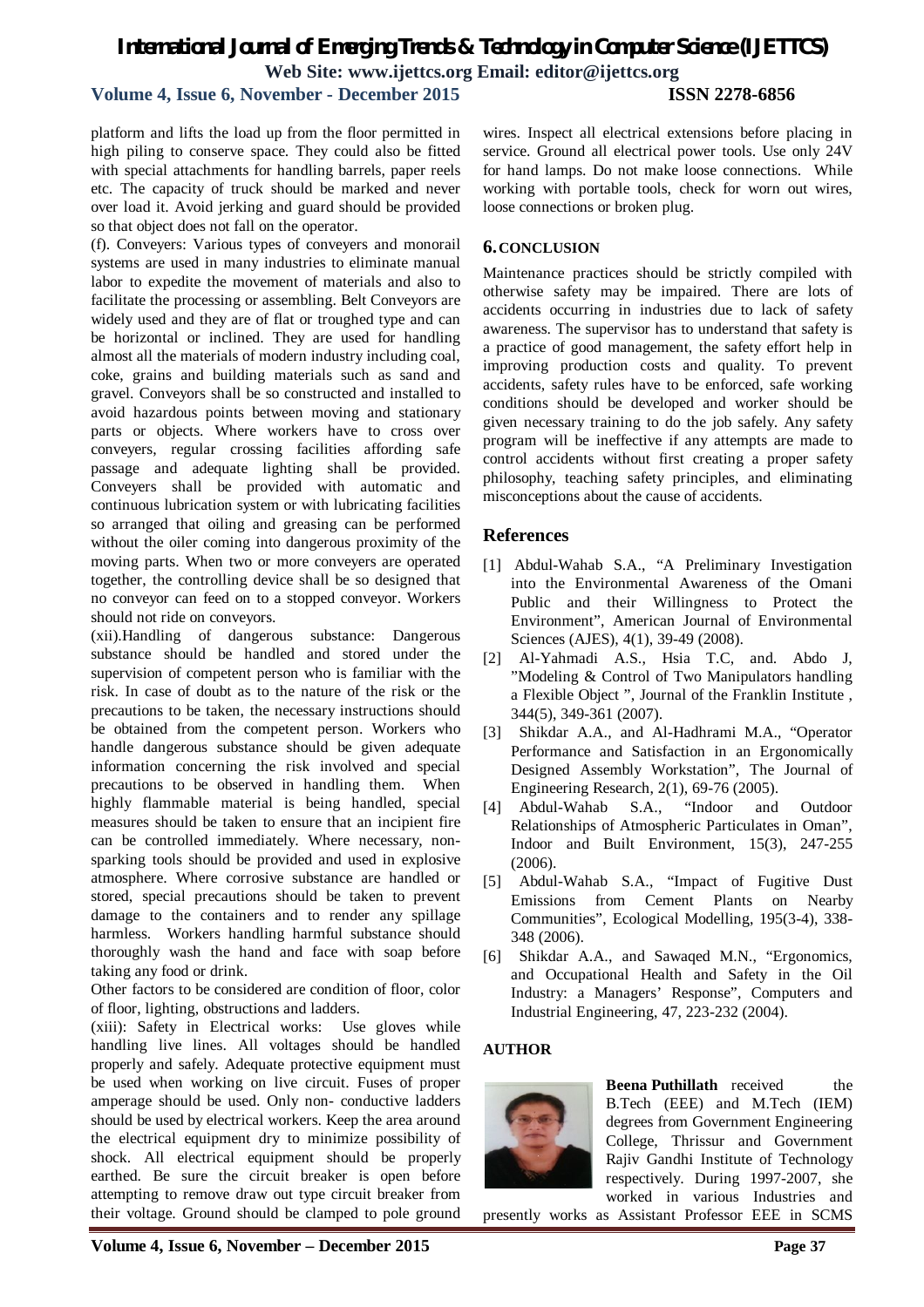platform and lifts the load up from the floor permitted in high piling to conserve space. They could also be fitted with special attachments for handling barrels, paper reels etc. The capacity of truck should be marked and never over load it. Avoid jerking and guard should be provided so that object does not fall on the operator.

(f). Conveyers: Various types of conveyers and monorail systems are used in many industries to eliminate manual labor to expedite the movement of materials and also to facilitate the processing or assembling. Belt Conveyors are widely used and they are of flat or troughed type and can be horizontal or inclined. They are used for handling almost all the materials of modern industry including coal, coke, grains and building materials such as sand and gravel. Conveyors shall be so constructed and installed to avoid hazardous points between moving and stationary parts or objects. Where workers have to cross over conveyers, regular crossing facilities affording safe passage and adequate lighting shall be provided. Conveyers shall be provided with automatic and continuous lubrication system or with lubricating facilities so arranged that oiling and greasing can be performed without the oiler coming into dangerous proximity of the moving parts. When two or more conveyers are operated together, the controlling device shall be so designed that no conveyor can feed on to a stopped conveyor. Workers should not ride on conveyors.

(xii).Handling of dangerous substance: Dangerous substance should be handled and stored under the supervision of competent person who is familiar with the risk. In case of doubt as to the nature of the risk or the precautions to be taken, the necessary instructions should be obtained from the competent person. Workers who handle dangerous substance should be given adequate information concerning the risk involved and special precautions to be observed in handling them. When highly flammable material is being handled, special measures should be taken to ensure that an incipient fire can be controlled immediately. Where necessary, non-sparking tools should be provided and used in explosive atmosphere. Where corrosive substance are handled or stored, special precautions should be taken to prevent damage to the containers and to render any spillage harmless. Workers handling harmful substance should thoroughly wash the hand and face with soap before taking any food or drink.

Other factors to be considered are condition of floor, color of floor, lighting, obstructions and ladders.

(xiii): Safety in Electrical works: Use gloves while handling live lines. All voltages should be handled properly and safely. Adequate protective equipment must be used when working on live circuit. Fuses of proper amperage should be used. Only non- conductive ladders should be used by electrical workers. Keep the area around the electrical equipment dry to minimize possibility of shock. All electrical equipment should be properly earthed. Be sure the circuit breaker is open before attempting to remove draw out type circuit breaker from their voltage. Ground should be clamped to pole ground wires. Inspect all electrical extensions before placing in service. Ground all electrical power tools. Use only 24V for hand lamps. Do not make loose connections. While working with portable tools, check for worn out wires, loose connections or broken plug.

## 6. CONCLUSION

Maintenance practices should be strictly compiled with otherwise safety may be impaired. There are lots of accidents occurring in industries due to lack of safety awareness. The supervisor has to understand that safety is a practice of good management, the safety effort help in improving production costs and quality. To prevent accidents, safety rules have to be enforced, safe working conditions should be developed and worker should be given necessary training to do the job safely. Any safety program will be ineffective if any attempts are made to control accidents without first creating a proper safety philosophy, teaching safety principles, and eliminating misconceptions about the cause of accidents.

## References

[1] Abdul-Wahab S.A., "A Preliminary Investigation into the Environmental Awareness of the Omani Public and their Willingness to Protect the Environment", American Journal of Environmental Sciences (AJES), 4(1), 39-49 (2008).

[2] Al-Yahmadi A.S., Hsia T.C, and. Abdo J, "Modeling & Control of Two Manipulators handling a Flexible Object ", Journal of the Franklin Institute , 344(5), 349-361 (2007).

[3] Shikdar A.A., and Al-Hadhrami M.A., "Operator Performance and Satisfaction in an Ergonomically Designed Assembly Workstation", The Journal of Engineering Research, 2(1), 69-76 (2005).

[4] Abdul-Wahab S.A., "Indoor and Outdoor Relationships of Atmospheric Particulates in Oman", Indoor and Built Environment, 15(3), 247-255 (2006).

[5] Abdul-Wahab S.A., "Impact of Fugitive Dust Emissions from Cement Plants on Nearby Communities", Ecological Modelling, 195(3-4), 338-348 (2006).

[6] Shikdar A.A., and Sawaqed M.N., "Ergonomics, and Occupational Health and Safety in the Oil Industry: a Managers' Response", Computers and Industrial Engineering, 47, 223-232 (2004).

## AUTHOR

**Beena Puthillath** received the B.Tech (EEE) and M.Tech (IEM) degrees from Government Engineering College, Thrissur and Government Rajiv Gandhi Institute of Technology respectively. During 1997-2007, she worked in various Industries and presently works as Assistant Professor EEE in SCMS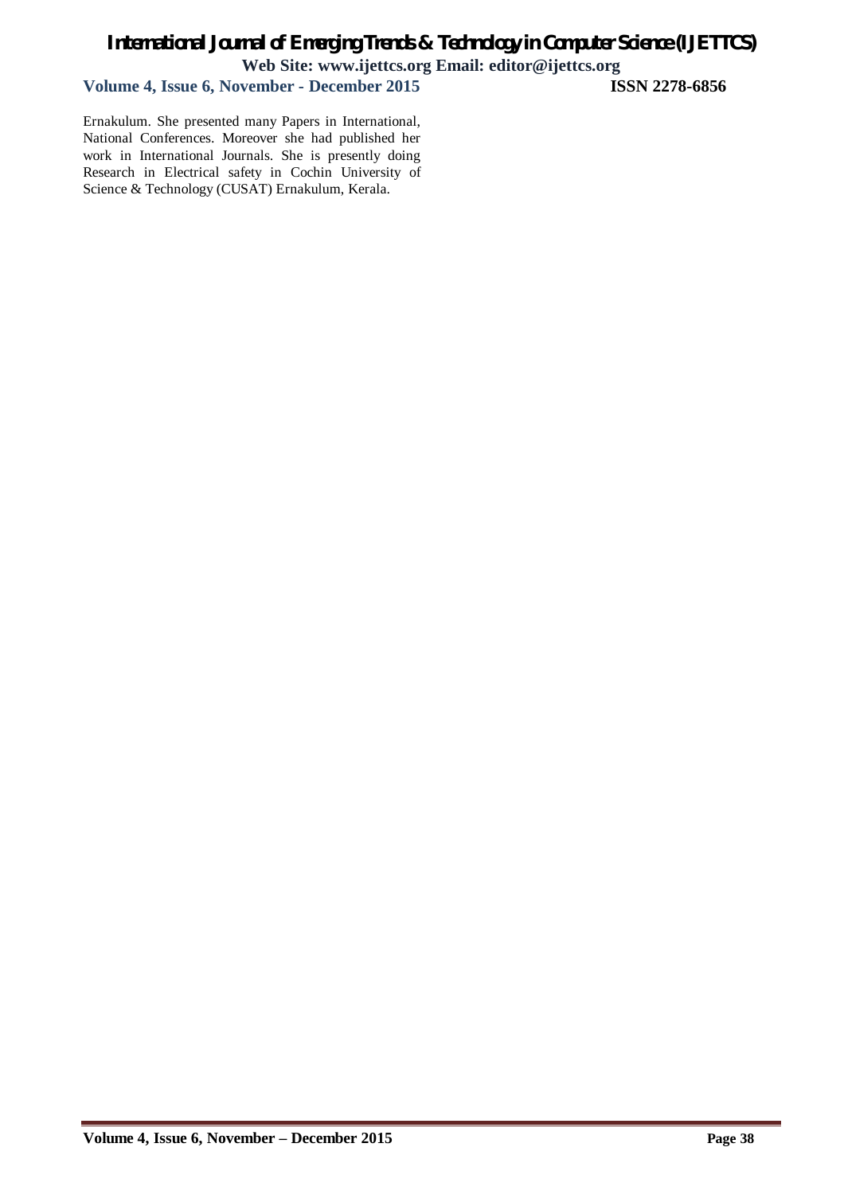Ernakulum. She presented many Papers in International, National Conferences. Moreover she had published her work in International Journals. She is presently doing Research in Electrical safety in Cochin University of Science & Technology (CUSAT) Ernakulum, Kerala.